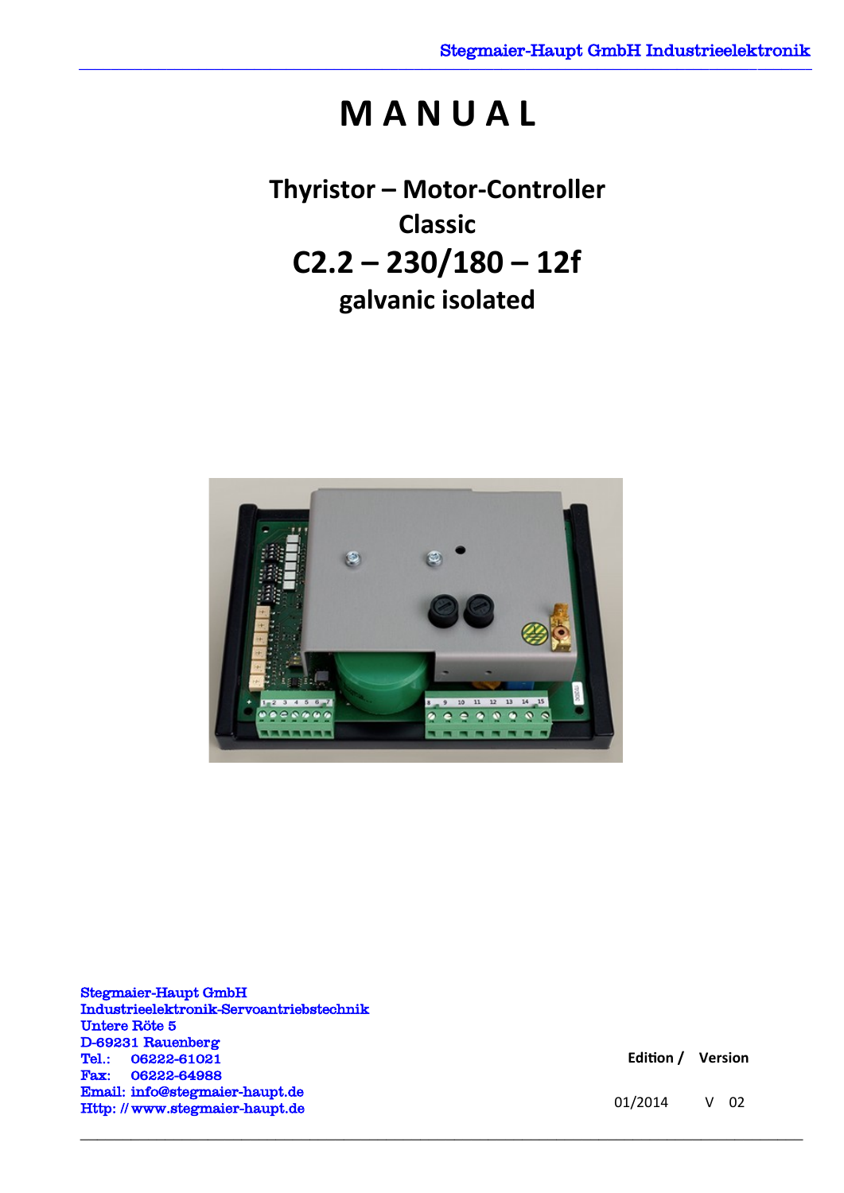# M A N U A L

## Thyristor – Motor-Controller
## Classic
## C2.2 – 230/180 – 12f
## galvanic isolated

Stegmaier-Haupt GmbH
Industrieelektronik-Servoantriebstechnik
Untere Röte 5
D-69231 Rauenberg
Tel.: 06222-61021
Fax: 06222-64988
Email: info@stegmaier-haupt.de
Http: // www.stegmaier-haupt.de

| Edition / | Version |
| --- | --- |
| 01/2014 | V 02 |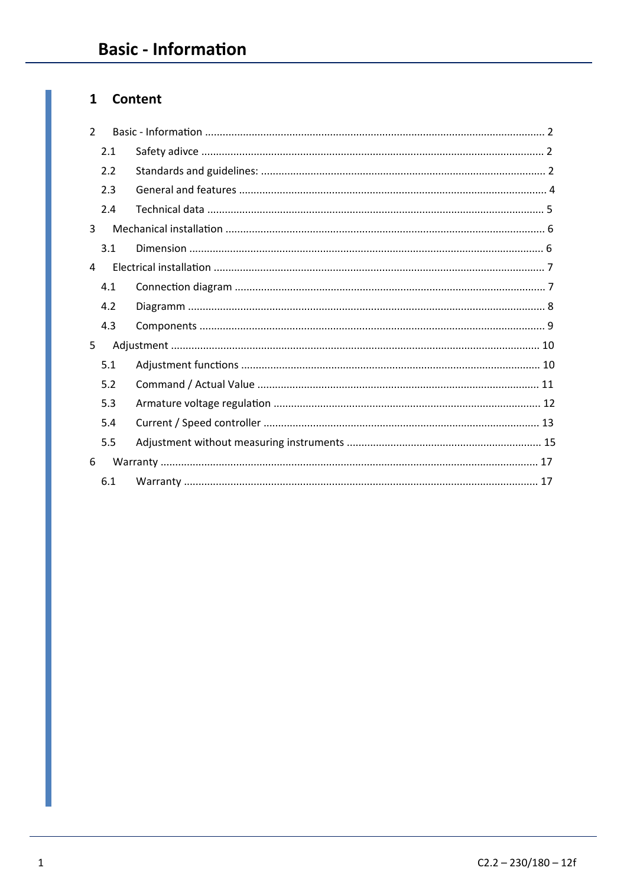# 1 Content

- 2 Basic - Information ........ 2
  - 2.1 Safety adivce ........ 2
  - 2.2 Standards and guidelines: ........ 2
  - 2.3 General and features ........ 4
  - 2.4 Technical data ........ 5
- 3 Mechanical installation ........ 6
  - 3.1 Dimension ........ 6
- 4 Electrical installation ........ 7
  - 4.1 Connection diagram ........ 7
  - 4.2 Diagramm ........ 8
  - 4.3 Components ........ 9
- 5 Adjustment ........ 10
  - 5.1 Adjustment functions ........ 10
  - 5.2 Command / Actual Value ........ 11
  - 5.3 Armature voltage regulation ........ 12
  - 5.4 Current / Speed controller ........ 13
  - 5.5 Adjustment without measuring instruments ........ 15
- 6 Warranty ........ 17
  - 6.1 Warranty ........ 17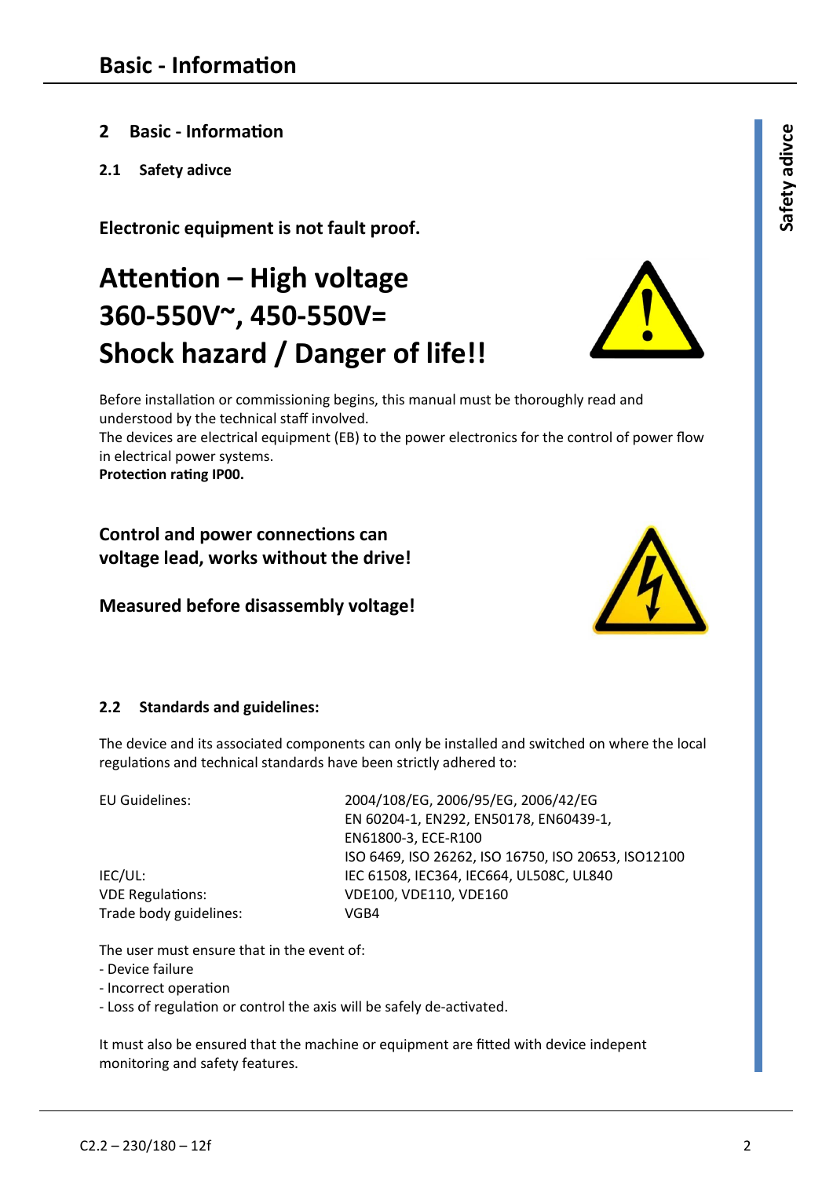## 2 Basic - Information

### 2.1 Safety adivce

**Electronic equipment is not fault proof.**

# Attention – High voltage 360-550V~, 450-550V= Shock hazard / Danger of life!!

Before installation or commissioning begins, this manual must be thoroughly read and understood by the technical staff involved.
The devices are electrical equipment (EB) to the power electronics for the control of power flow in electrical power systems.
**Protection rating IP00.**

**Control and power connections can voltage lead, works without the drive!**

**Measured before disassembly voltage!**

### 2.2 Standards and guidelines:

The device and its associated components can only be installed and switched on where the local regulations and technical standards have been strictly adhered to:

| | |
|---|---|
| EU Guidelines: | 2004/108/EG, 2006/95/EG, 2006/42/EG<br>EN 60204-1, EN292, EN50178, EN60439-1,<br>EN61800-3, ECE-R100<br>ISO 6469, ISO 26262, ISO 16750, ISO 20653, ISO12100 |
| IEC/UL: | IEC 61508, IEC364, IEC664, UL508C, UL840 |
| VDE Regulations: | VDE100, VDE110, VDE160 |
| Trade body guidelines: | VGB4 |

The user must ensure that in the event of:
- Device failure
- Incorrect operation
- Loss of regulation or control the axis will be safely de-activated.

It must also be ensured that the machine or equipment are fitted with device indepent monitoring and safety features.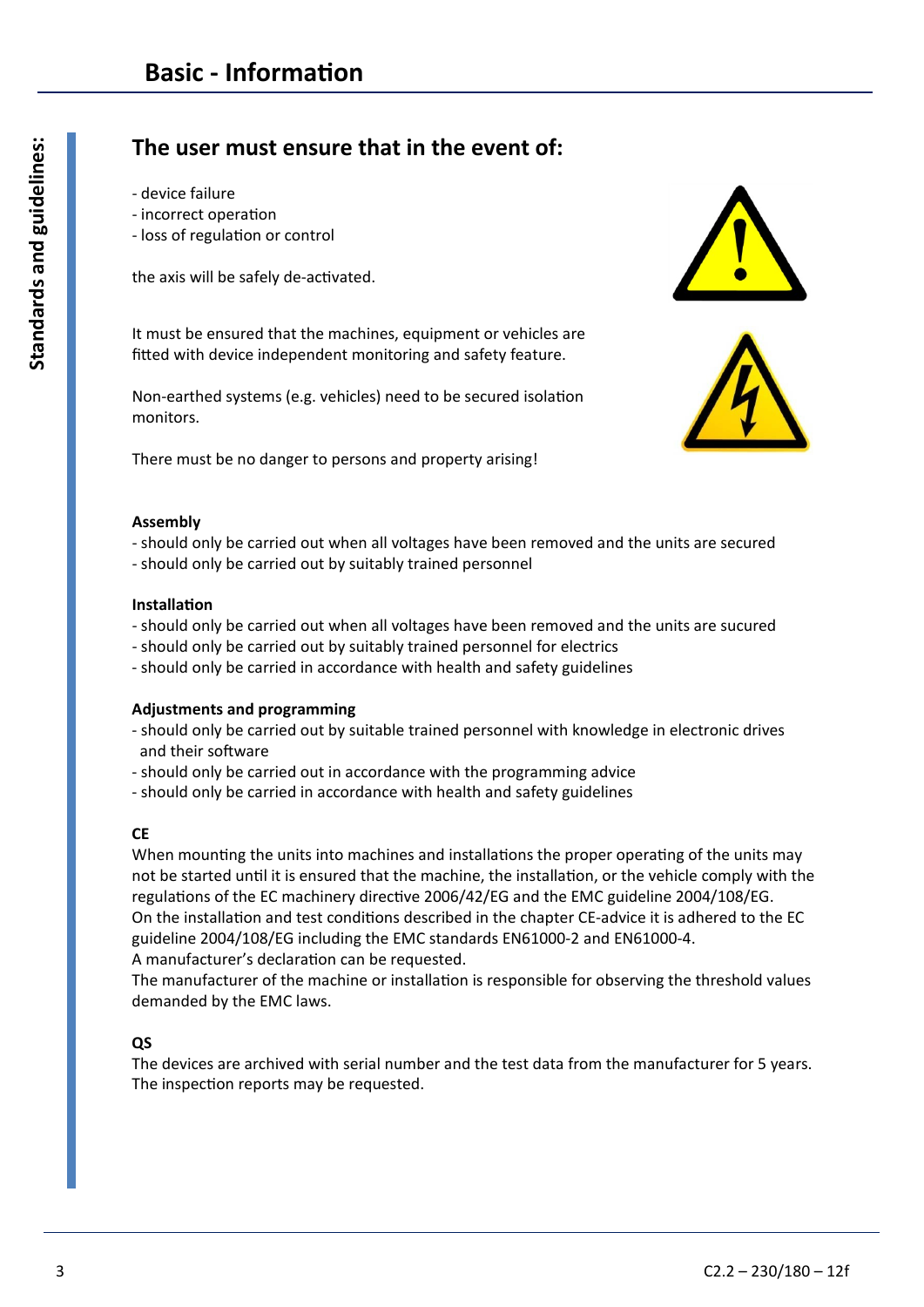# Basic - Information

Standards and guidelines:

## The user must ensure that in the event of:

- device failure
- incorrect operation
- loss of regulation or control

the axis will be safely de-activated.

It must be ensured that the machines, equipment or vehicles are fitted with device independent monitoring and safety feature.

Non-earthed systems (e.g. vehicles) need to be secured isolation monitors.

There must be no danger to persons and property arising!

**Assembly**

- should only be carried out when all voltages have been removed and the units are secured
- should only be carried out by suitably trained personnel

**Installation**

- should only be carried out when all voltages have been removed and the units are sucured
- should only be carried out by suitably trained personnel for electrics
- should only be carried in accordance with health and safety guidelines

**Adjustments and programming**

- should only be carried out by suitable trained personnel with knowledge in electronic drives and their software
- should only be carried out in accordance with the programming advice
- should only be carried in accordance with health and safety guidelines

**CE**

When mounting the units into machines and installations the proper operating of the units may not be started until it is ensured that the machine, the installation, or the vehicle comply with the regulations of the EC machinery directive 2006/42/EG and the EMC guideline 2004/108/EG.
On the installation and test conditions described in the chapter CE-advice it is adhered to the EC guideline 2004/108/EG including the EMC standards EN61000-2 and EN61000-4.
A manufacturer's declaration can be requested.
The manufacturer of the machine or installation is responsible for observing the threshold values demanded by the EMC laws.

**QS**

The devices are archived with serial number and the test data from the manufacturer for 5 years.
The inspection reports may be requested.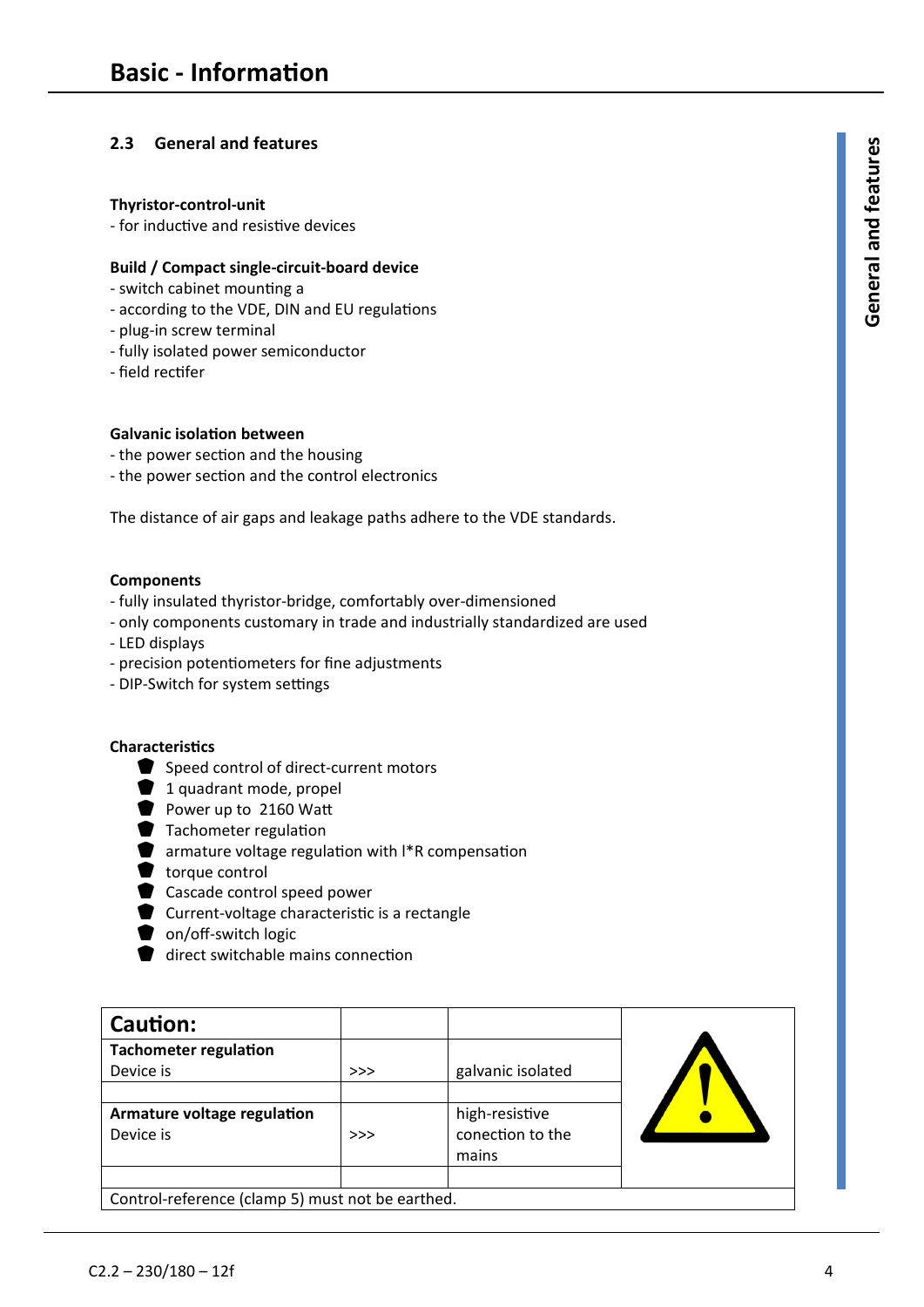## 2.3 General and features

**Thyristor-control-unit**
- for inductive and resistive devices

**Build / Compact single-circuit-board device**
- switch cabinet mounting a
- according to the VDE, DIN and EU regulations
- plug-in screw terminal
- fully isolated power semiconductor
- field rectifer

**Galvanic isolation between**
- the power section and the housing
- the power section and the control electronics

The distance of air gaps and leakage paths adhere to the VDE standards.

**Components**
- fully insulated thyristor-bridge, comfortably over-dimensioned
- only components customary in trade and industrially standardized are used
- LED displays
- precision potentiometers for fine adjustments
- DIP-Switch for system settings

**Characteristics**

- Speed control of direct-current motors
- 1 quadrant mode, propel
- Power up to 2160 Watt
- Tachometer regulation
- armature voltage regulation with I*R compensation
- torque control
- Cascade control speed power
- Current-voltage characteristic is a rectangle
- on/off-switch logic
- direct switchable mains connection

| | | |
|---|---|---|
| **Caution:** | | |
| **Tachometer regulation**<br>Device is | >>> | galvanic isolated |
| | | |
| **Armature voltage regulation**<br>Device is | >>> | high-resistive conection to the mains |
| | | |
| Control-reference (clamp 5) must not be earthed. | | |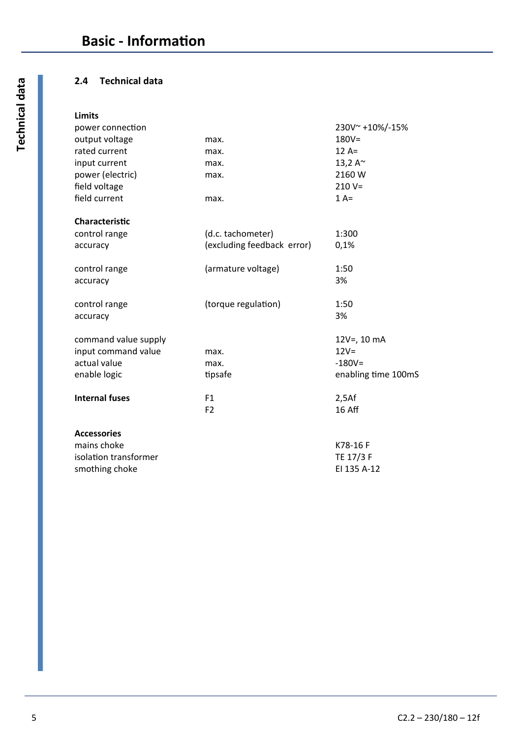## 2.4 Technical data

| | | |
|---|---|---|
| **Limits** | | |
| power connection | | 230V~ +10%/-15% |
| output voltage | max. | 180V= |
| rated current | max. | 12 A= |
| input current | max. | 13,2 A~ |
| power (electric) | max. | 2160 W |
| field voltage | | 210 V= |
| field current | max. | 1 A= |
| **Characteristic** | | |
| control range | (d.c. tachometer) | 1:300 |
| accuracy | (excluding feedback error) | 0,1% |
| control range | (armature voltage) | 1:50 |
| accuracy | | 3% |
| control range | (torque regulation) | 1:50 |
| accuracy | | 3% |
| command value supply | | 12V=, 10 mA |
| input command value | max. | 12V= |
| actual value | max. | -180V= |
| enable logic | tipsafe | enabling time 100mS |
| **Internal fuses** | F1 | 2,5Af |
| | F2 | 16 Aff |
| **Accessories** | | |
| mains choke | | K78-16 F |
| isolation transformer | | TE 17/3 F |
| smothing choke | | EI 135 A-12 |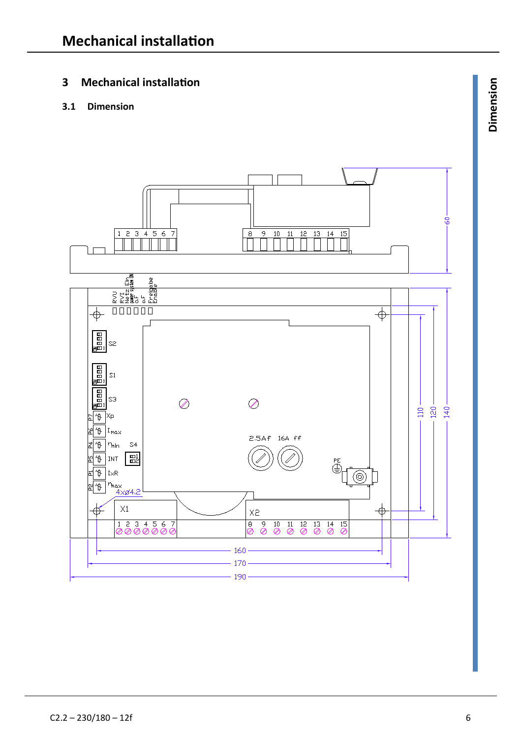# 3 Mechanical installation

## 3.1 Dimension

60

1 2 3 4 5 6 7

8 9 10 11 12 13 14 15

RVU
RVI
Netz EIn
power system ON
Ü.F
o.F
Freigabe
Enable

S2

S1

S3

P7 Xp

P6 $I_{max}$

P4 $n_{min}$

S4

P5 INT

P1 IxR

P2 $n_{max}$

4xø4,2

2,5Af 16A ff

PE

X1

X2

1 2 3 4 5 6 7

8 9 10 11 12 13 14 15

110

120

140

160

170

190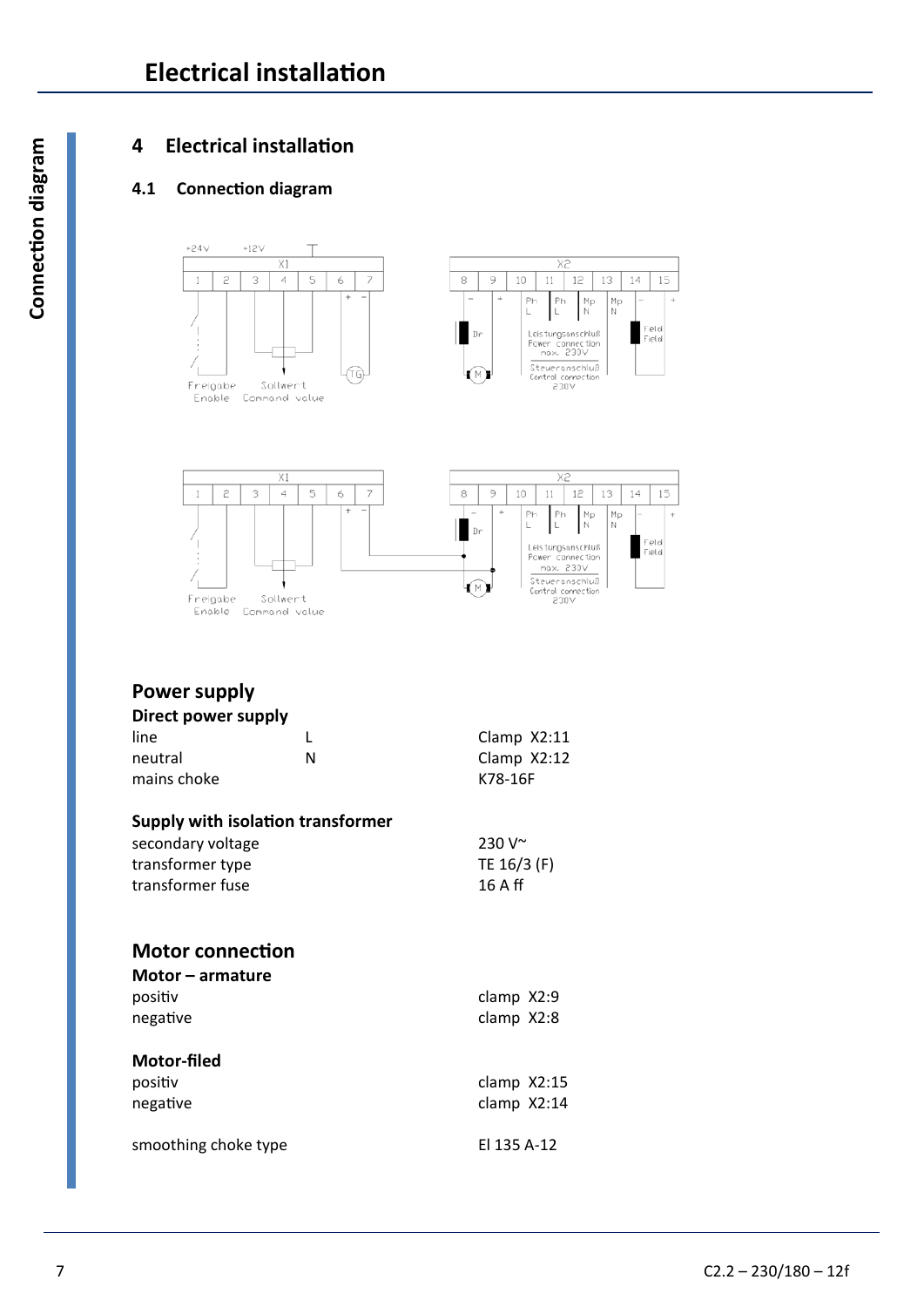# 4 Electrical installation

## 4.1 Connection diagram

+24V +12V
X1
1 2 3 4 5 6 7
Freigabe Enable
Sollwert Command value
TG
X2
8 9 10 11 12 13 14 15
Ph L Ph L Mp N Mp N
Dr
M
Leistungsanschluß Power connection max. 230V
Steueranschluß Control connection 230V
Feld Field

X1
1 2 3 4 5 6 7
Freigabe Enable
Sollwert Command value
X2
8 9 10 11 12 13 14 15
Ph L Ph L Mp N Mp N
Dr
M
Leistungsanschluß Power connection max. 230V
Steueranschluß Control connection 230V
Feld Field

### Power supply

**Direct power supply**

| | | |
|---|---|---|
| line | L | Clamp X2:11 |
| neutral | N | Clamp X2:12 |
| mains choke | | K78-16F |

**Supply with isolation transformer**

| | |
|---|---|
| secondary voltage | 230 V~ |
| transformer type | TE 16/3 (F) |
| transformer fuse | 16 A ff |

### Motor connection

**Motor – armature**

| | |
|---|---|
| positiv | clamp X2:9 |
| negative | clamp X2:8 |

**Motor-filed**

| | |
|---|---|
| positiv | clamp X2:15 |
| negative | clamp X2:14 |
| | |
| smoothing choke type | El 135 A-12 |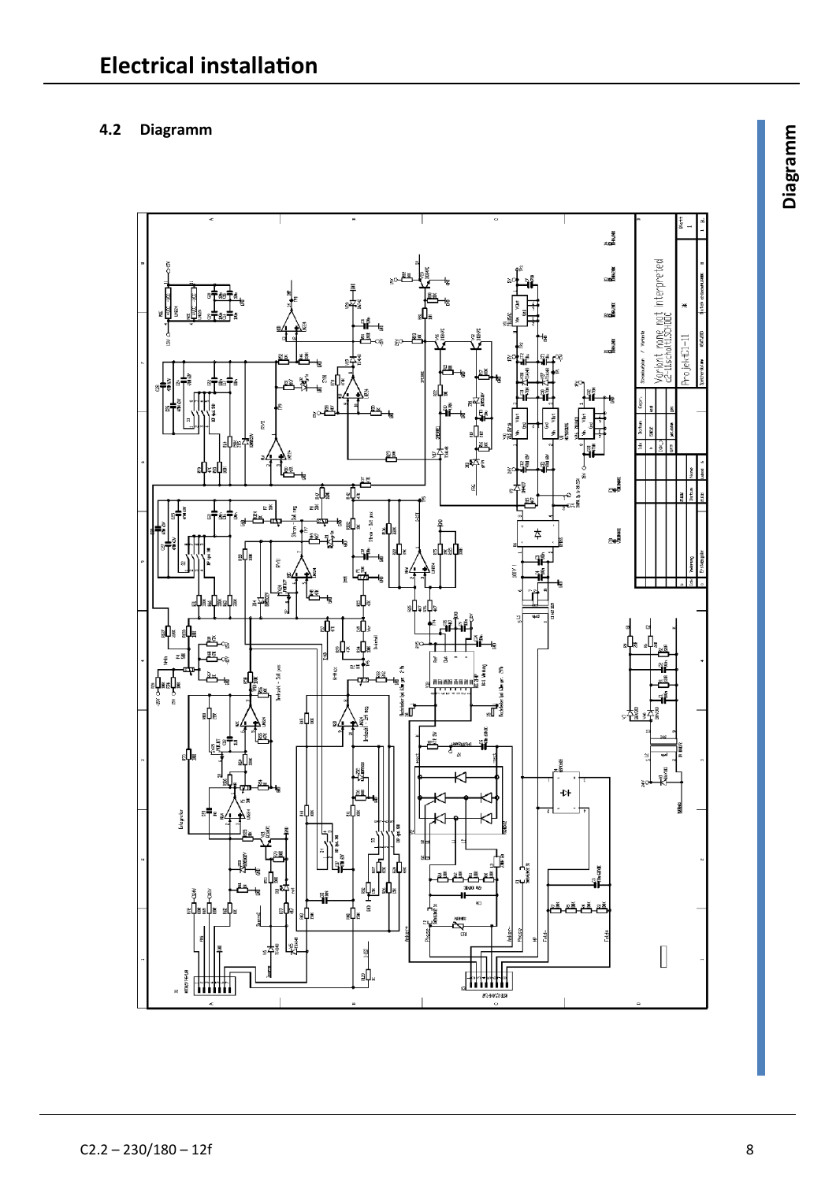## 4.2 Diagramm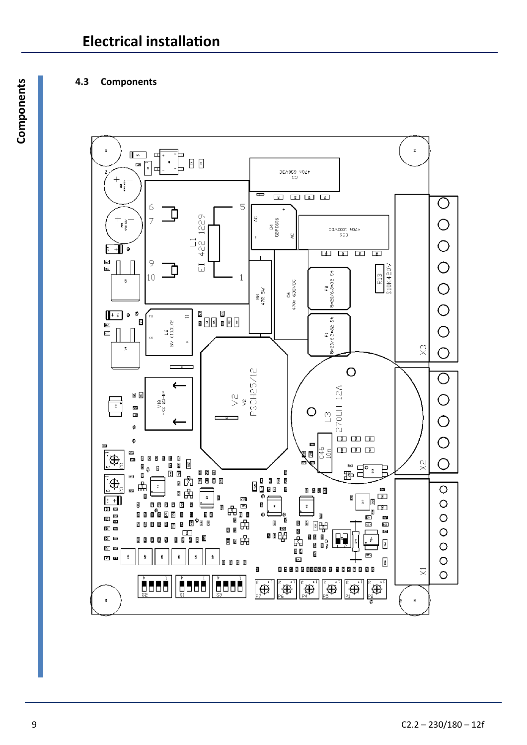# Electrical installation

### 4.3 Components

C3
470n 630VDC

L1
EI 422 1229

D4
GBPC606

C36
470n 1000VDC

R8
47R 5W

C6
470n 630VDC

F2
5X20/6,3A32 St

R13
S10K420V

F1
5X20/6,3A32 St

L2
BV 010172

X3

V2
PSCH25/12

L3
270UH 12A

V18
HKS 20-HP

X2

C46
10n

P8

P3

X1

S2

S1

S3

P7

P6

P4

P5

P1

P2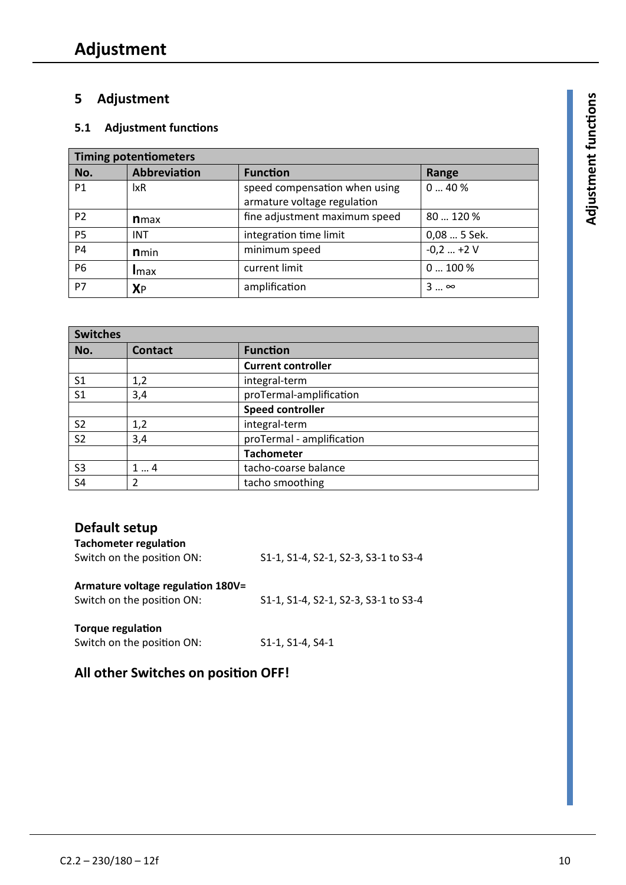# 5 Adjustment

## 5.1 Adjustment functions

| Timing potentiometers | | | |
|---|---|---|---|
| **No.** | **Abbreviation** | **Function** | **Range** |
| P1 | IxR | speed compensation when using armature voltage regulation | 0 … 40 % |
| P2 | $n_{max}$ | fine adjustment maximum speed | 80 … 120 % |
| P5 | INT | integration time limit | 0,08 … 5 Sek. |
| P4 | $n_{min}$ | minimum speed | -0,2 … +2 V |
| P6 | $I_{max}$ | current limit | 0 … 100 % |
| P7 | $X_P$ | amplification | 3 … ∞ |

| Switches | | |
|---|---|---|
| **No.** | **Contact** | **Function** |
| | | **Current controller** |
| S1 | 1,2 | integral-term |
| S1 | 3,4 | proTermal-amplification |
| | | **Speed controller** |
| S2 | 1,2 | integral-term |
| S2 | 3,4 | proTermal - amplification |
| | | **Tachometer** |
| S3 | 1 … 4 | tacho-coarse balance |
| S4 | 2 | tacho smoothing |

### Default setup

**Tachometer regulation**

Switch on the position ON: S1-1, S1-4, S2-1, S2-3, S3-1 to S3-4

**Armature voltage regulation 180V=**

Switch on the position ON: S1-1, S1-4, S2-1, S2-3, S3-1 to S3-4

**Torque regulation**

Switch on the position ON: S1-1, S1-4, S4-1

### All other Switches on position OFF!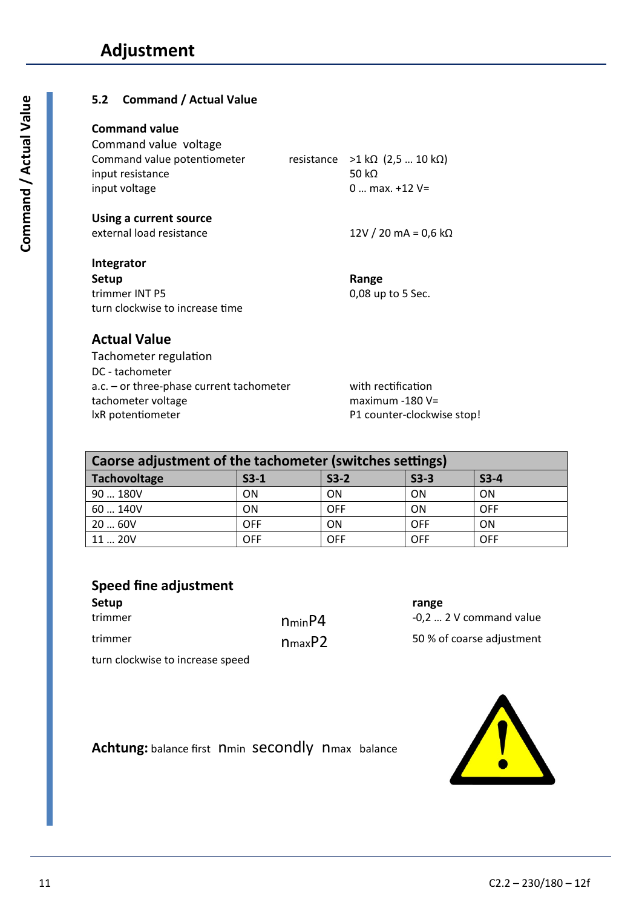# Adjustment

## 5.2 Command / Actual Value

**Command value**

Command value voltage

Command value potentiometer resistance >1 kΩ (2,5 … 10 kΩ)

input resistance 50 kΩ

input voltage 0 … max. +12 V=

**Using a current source**

external load resistance 12V / 20 mA = 0,6 kΩ

**Integrator**

**Setup** — **Range**

trimmer INT P5 — 0,08 up to 5 Sec.

turn clockwise to increase time

### Actual Value

Tachometer regulation

DC - tachometer

a.c. – or three-phase current tachometer — with rectification

tachometer voltage — maximum -180 V=

IxR potentiometer — P1 counter-clockwise stop!

| Caorse adjustment of the tachometer (switches settings) | | | | |
|---|---|---|---|---|
| **Tachovoltage** | **S3-1** | **S3-2** | **S3-3** | **S3-4** |
| 90 … 180V | ON | ON | ON | ON |
| 60 … 140V | ON | OFF | ON | OFF |
| 20 … 60V | OFF | ON | OFF | ON |
| 11 … 20V | OFF | OFF | OFF | OFF |

### Speed fine adjustment

**Setup** — **range**

trimmer $n_{min}$P4 — -0,2 … 2 V command value

trimmer $n_{max}$P2 — 50 % of coarse adjustment

turn clockwise to increase speed

**Achtung:** balance first $n_{min}$ secondly $n_{max}$ balance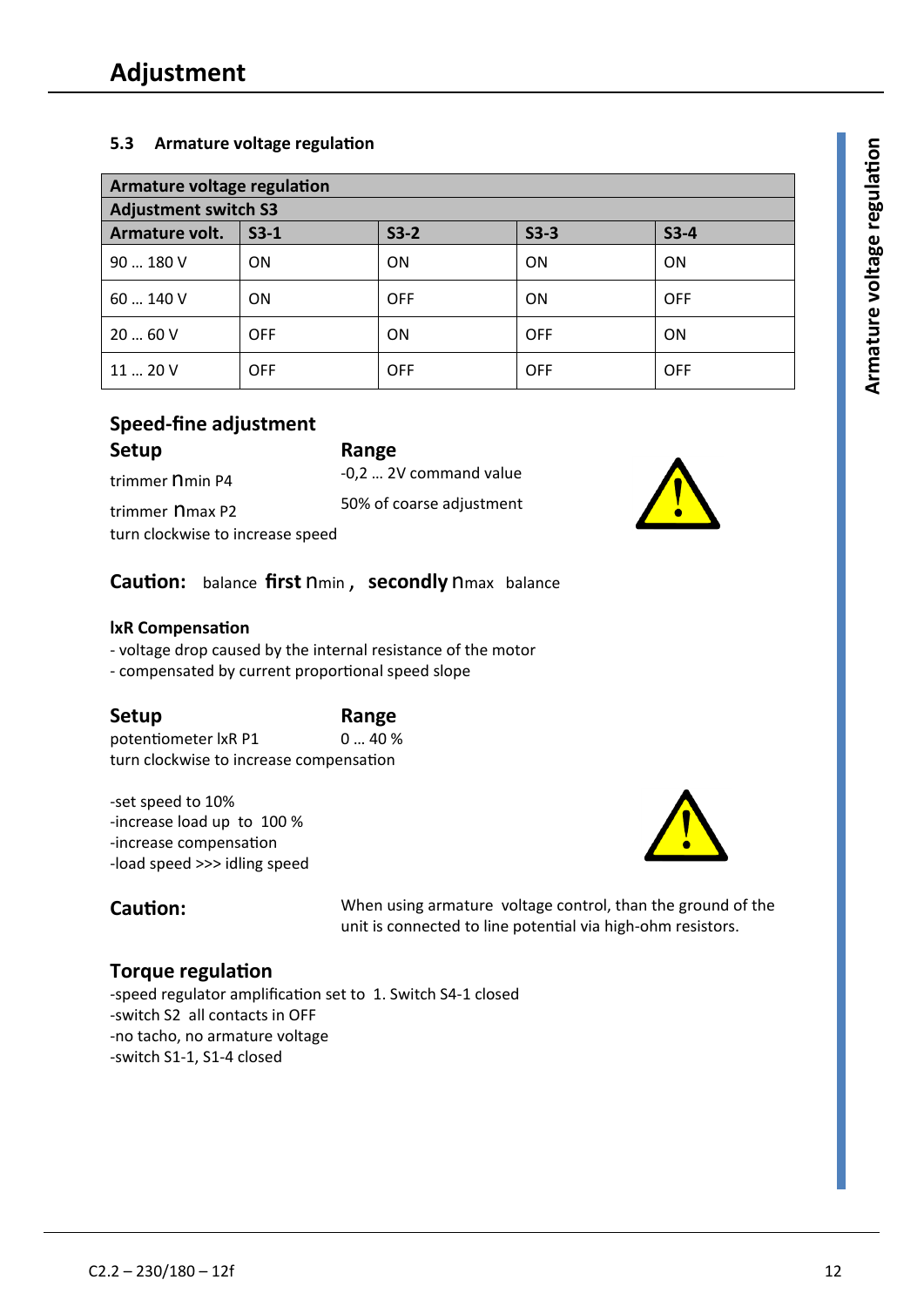# Adjustment

### 5.3 Armature voltage regulation

| Armature voltage regulation | | | | |
|---|---|---|---|---|
| **Adjustment switch S3** | | | | |
| **Armature volt.** | **S3-1** | **S3-2** | **S3-3** | **S3-4** |
| 90 … 180 V | ON | ON | ON | ON |
| 60 … 140 V | ON | OFF | ON | OFF |
| 20 … 60 V | OFF | ON | OFF | ON |
| 11 … 20 V | OFF | OFF | OFF | OFF |

## Speed-fine adjustment

| **Setup** | **Range** |
|---|---|
| trimmer $n_{min}$ P4 | -0,2 … 2V command value |
| trimmer $n_{max}$ P2 | 50% of coarse adjustment |

turn clockwise to increase speed

**Caution:** balance **first** $n_{min}$ **,** **secondly** $n_{max}$ balance

#### IxR Compensation

- voltage drop caused by the internal resistance of the motor
- compensated by current proportional speed slope

| **Setup** | **Range** |
|---|---|
| potentiometer IxR P1 | 0 … 40 % |

turn clockwise to increase compensation

-set speed to 10%
-increase load up to 100 %
-increase compensation
-load speed >>> idling speed

**Caution:** When using armature voltage control, than the ground of the unit is connected to line potential via high-ohm resistors.

## Torque regulation

-speed regulator amplification set to 1. Switch S4-1 closed
-switch S2 all contacts in OFF
-no tacho, no armature voltage
-switch S1-1, S1-4 closed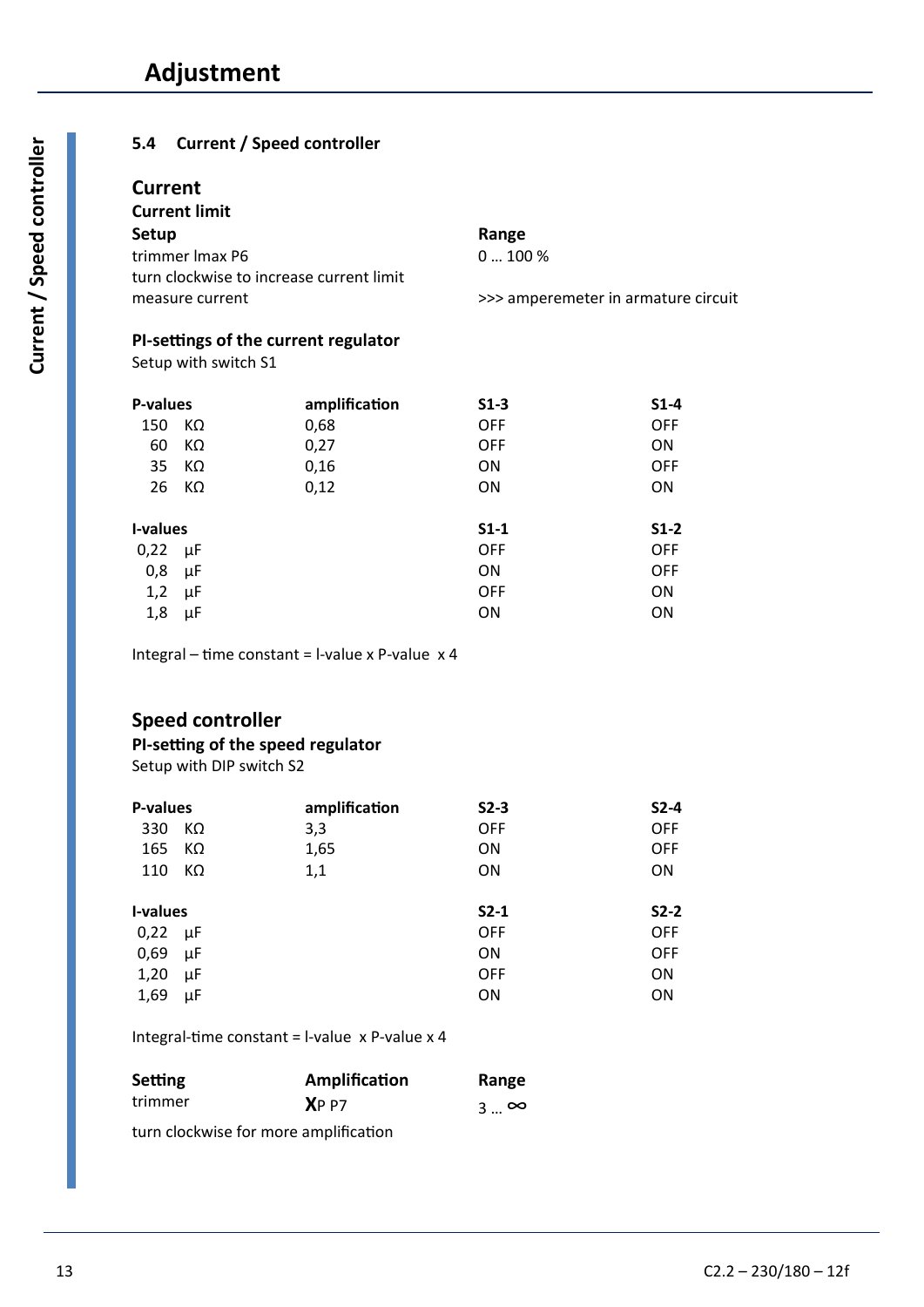# Adjustment

## 5.4 Current / Speed controller

### Current

**Current limit**

| Setup | Range |
|---|---|
| trimmer Imax P6 | 0 … 100 % |
| turn clockwise to increase current limit | |
| measure current | >>> amperemeter in armature circuit |

**PI-settings of the current regulator**

Setup with switch S1

| P-values | amplification | S1-3 | S1-4 |
|---|---|---|---|
| 150 KΩ | 0,68 | OFF | OFF |
| 60 KΩ | 0,27 | OFF | ON |
| 35 KΩ | 0,16 | ON | OFF |
| 26 KΩ | 0,12 | ON | ON |

| I-values | S1-1 | S1-2 |
|---|---|---|
| 0,22 µF | OFF | OFF |
| 0,8 µF | ON | OFF |
| 1,2 µF | OFF | ON |
| 1,8 µF | ON | ON |

Integral – time constant = I-value x P-value x 4

### Speed controller

**PI-setting of the speed regulator**

Setup with DIP switch S2

| P-values | amplification | S2-3 | S2-4 |
|---|---|---|---|
| 330 KΩ | 3,3 | OFF | OFF |
| 165 KΩ | 1,65 | ON | OFF |
| 110 KΩ | 1,1 | ON | ON |

| I-values | S2-1 | S2-2 |
|---|---|---|
| 0,22 µF | OFF | OFF |
| 0,69 µF | ON | OFF |
| 1,20 µF | OFF | ON |
| 1,69 µF | ON | ON |

Integral-time constant = I-value x P-value x 4

| Setting | Amplification | Range |
|---|---|---|
| trimmer | $X_P$ P7 | 3 … ∞ |

turn clockwise for more amplification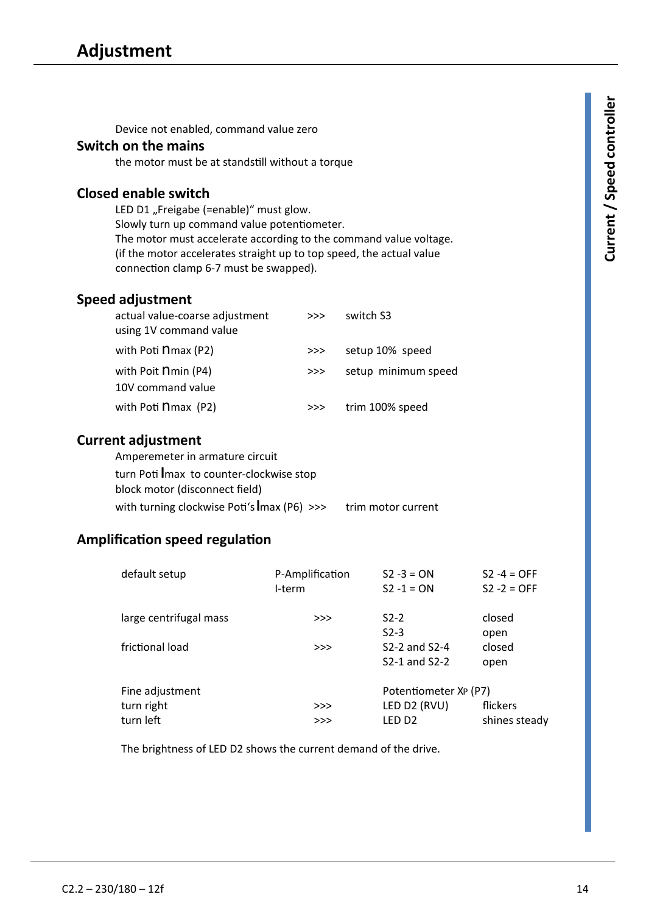# Adjustment

Device not enabled, command value zero

### Switch on the mains

the motor must be at standstill without a torque

### Closed enable switch

LED D1 „Freigabe (=enable)“ must glow.
Slowly turn up command value potentiometer.
The motor must accelerate according to the command value voltage.
(if the motor accelerates straight up to top speed, the actual value connection clamp 6-7 must be swapped).

### Speed adjustment

| | | |
|---|---|---|
| actual value-coarse adjustment | >>> | switch S3 |
| using 1V command value | | |
| with Poti $n$max (P2) | >>> | setup 10% speed |
| with Poit $n$min (P4) | >>> | setup minimum speed |
| 10V command value | | |
| with Poti $n$max (P2) | >>> | trim 100% speed |

### Current adjustment

Amperemeter in armature circuit
turn Poti $I$max to counter-clockwise stop
block motor (disconnect field)
with turning clockwise Poti's $I$max (P6) >>> trim motor current

### Amplification speed regulation

| | | | |
|---|---|---|---|
| default setup | P-Amplification | S2 -3 = ON | S2 -4 = OFF |
| | I-term | S2 -1 = ON | S2 -2 = OFF |
| large centrifugal mass | >>> | S2-2 | closed |
| | | S2-3 | open |
| frictional load | >>> | S2-2 and S2-4 | closed |
| | | S2-1 and S2-2 | open |
| Fine adjustment | | Potentiometer $X_P$ (P7) | |
| turn right | >>> | LED D2 (RVU) | flickers |
| turn left | >>> | LED D2 | shines steady |

The brightness of LED D2 shows the current demand of the drive.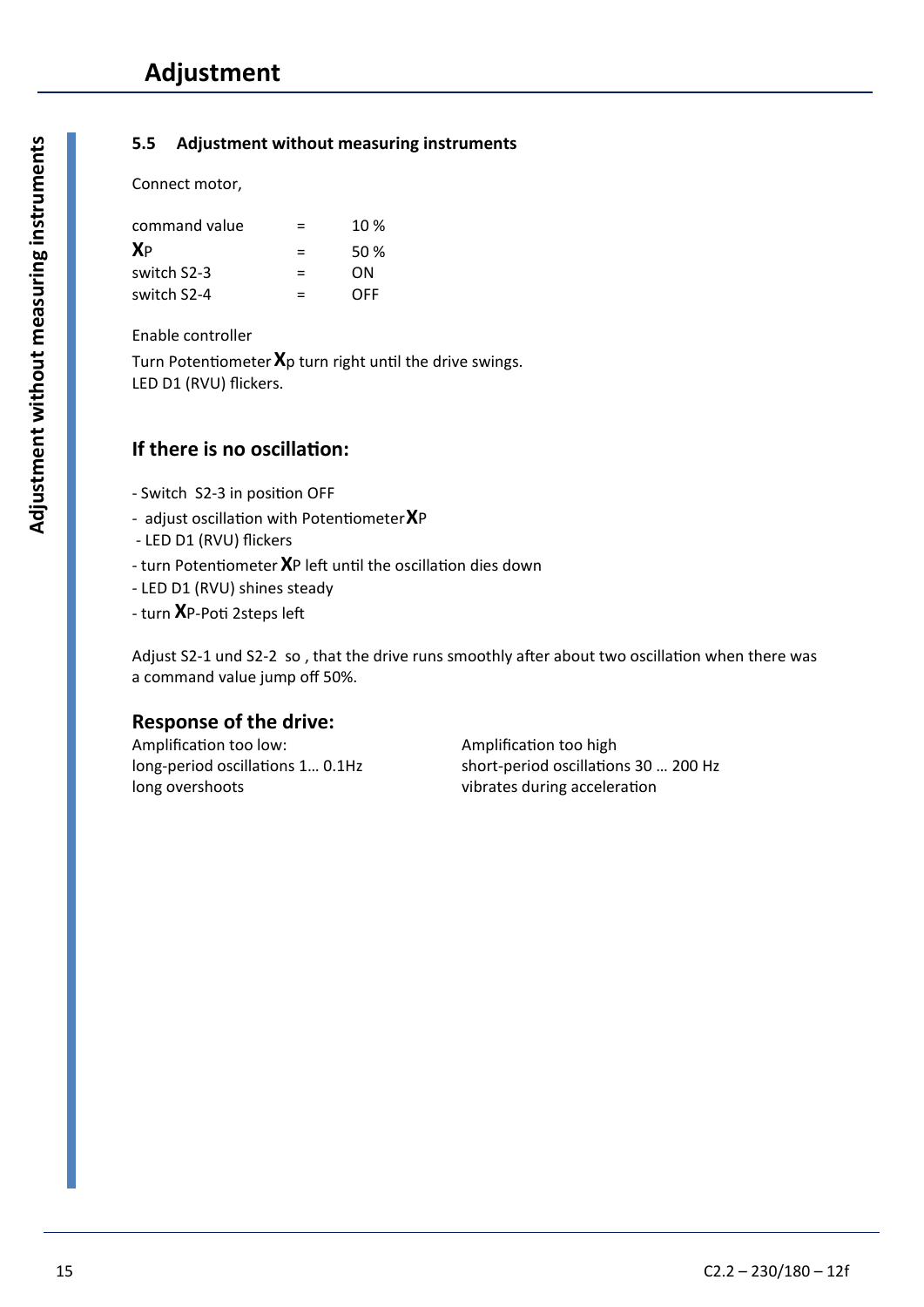# Adjustment

### 5.5 Adjustment without measuring instruments

Connect motor,

| | | |
|---|---|---|
| command value | = | 10 % |
| **X**P | = | 50 % |
| switch S2-3 | = | ON |
| switch S2-4 | = | OFF |

Enable controller

Turn Potentiometer **X**p turn right until the drive swings.
LED D1 (RVU) flickers.

## If there is no oscillation:

- Switch S2-3 in position OFF
- adjust oscillation with Potentiometer **X**P
- LED D1 (RVU) flickers
- turn Potentiometer **X**P left until the oscillation dies down
- LED D1 (RVU) shines steady
- turn **X**P-Poti 2steps left

Adjust S2-1 und S2-2 so , that the drive runs smoothly after about two oscillation when there was a command value jump off 50%.

## Response of the drive:

Amplification too low:
long-period oscillations 1… 0.1Hz
long overshoots

Amplification too high
short-period oscillations 30 … 200 Hz
vibrates during acceleration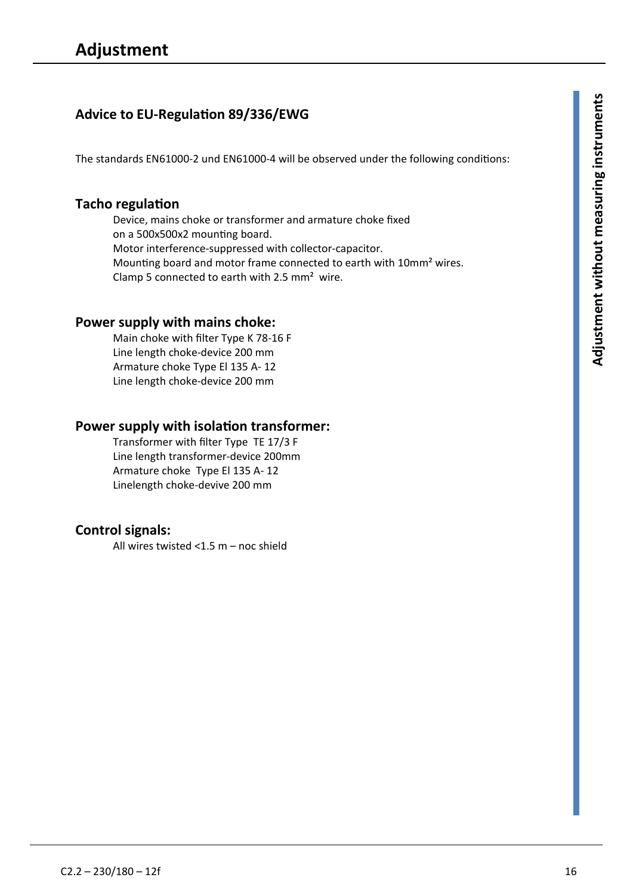# Adjustment

## Advice to EU-Regulation 89/336/EWG

The standards EN61000-2 und EN61000-4 will be observed under the following conditions:

### Tacho regulation

Device, mains choke or transformer and armature choke fixed
on a 500x500x2 mounting board.
Motor interference-suppressed with collector-capacitor.
Mounting board and motor frame connected to earth with 10mm² wires.
Clamp 5 connected to earth with 2.5 mm² wire.

### Power supply with mains choke:

Main choke with filter Type K 78-16 F
Line length choke-device 200 mm
Armature choke Type El 135 A- 12
Line length choke-device 200 mm

### Power supply with isolation transformer:

Transformer with filter Type TE 17/3 F
Line length transformer-device 200mm
Armature choke Type El 135 A- 12
Linelength choke-devive 200 mm

### Control signals:

All wires twisted <1.5 m – noc shield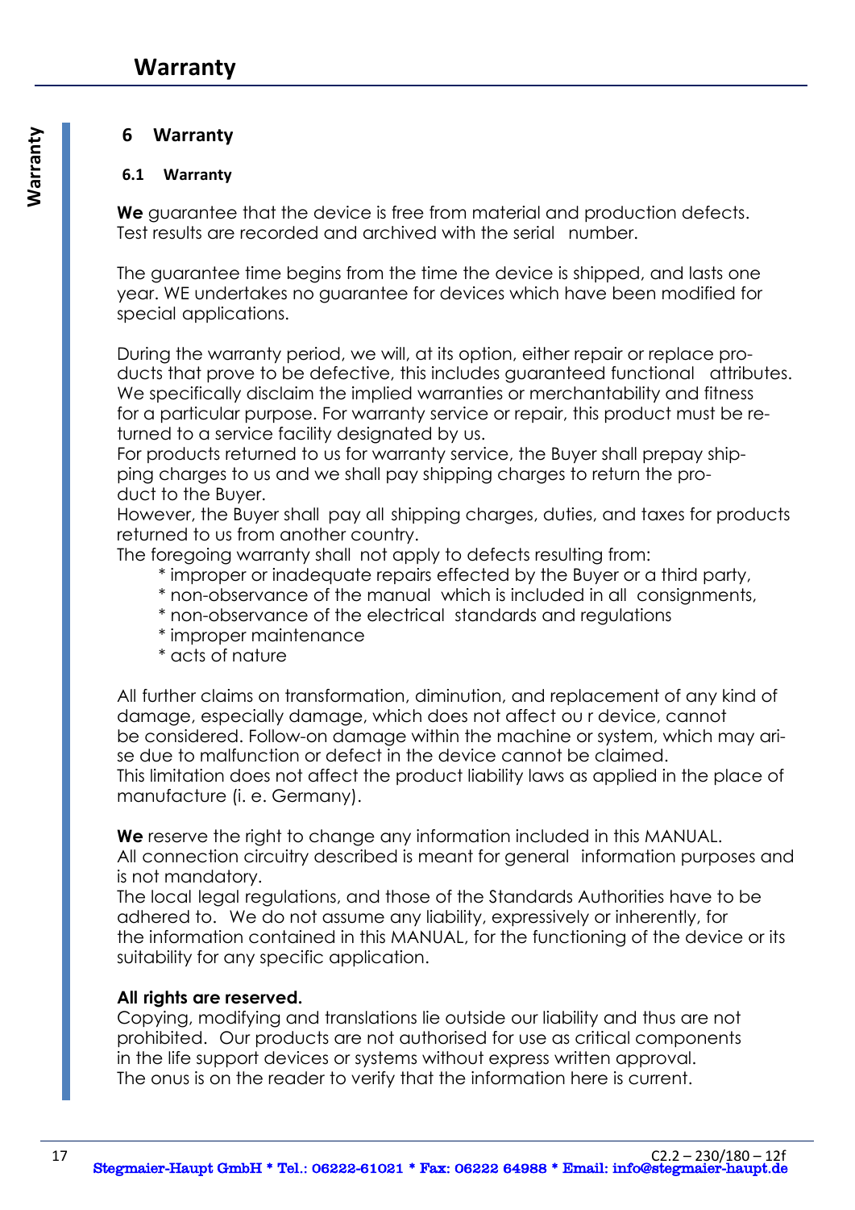# 6 Warranty

## 6.1 Warranty

**We** guarantee that the device is free from material and production defects. Test results are recorded and archived with the serial number.

The guarantee time begins from the time the device is shipped, and lasts one year. WE undertakes no guarantee for devices which have been modified for special applications.

During the warranty period, we will, at its option, either repair or replace products that prove to be defective, this includes guaranteed functional attributes. We specifically disclaim the implied warranties or merchantability and fitness for a particular purpose. For warranty service or repair, this product must be returned to a service facility designated by us.
For products returned to us for warranty service, the Buyer shall prepay shipping charges to us and we shall pay shipping charges to return the product to the Buyer.
However, the Buyer shall pay all shipping charges, duties, and taxes for products returned to us from another country.
The foregoing warranty shall not apply to defects resulting from:

* improper or inadequate repairs effected by the Buyer or a third party,
* non-observance of the manual which is included in all consignments,
* non-observance of the electrical standards and regulations
* improper maintenance
* acts of nature

All further claims on transformation, diminution, and replacement of any kind of damage, especially damage, which does not affect ou r device, cannot be considered. Follow-on damage within the machine or system, which may arise due to malfunction or defect in the device cannot be claimed.
This limitation does not affect the product liability laws as applied in the place of manufacture (i. e. Germany).

**We** reserve the right to change any information included in this MANUAL.
All connection circuitry described is meant for general information purposes and is not mandatory.
The local legal regulations, and those of the Standards Authorities have to be adhered to. We do not assume any liability, expressively or inherently, for the information contained in this MANUAL, for the functioning of the device or its suitability for any specific application.

**All rights are reserved.**
Copying, modifying and translations lie outside our liability and thus are not prohibited. Our products are not authorised for use as critical components in the life support devices or systems without express written approval.
The onus is on the reader to verify that the information here is current.